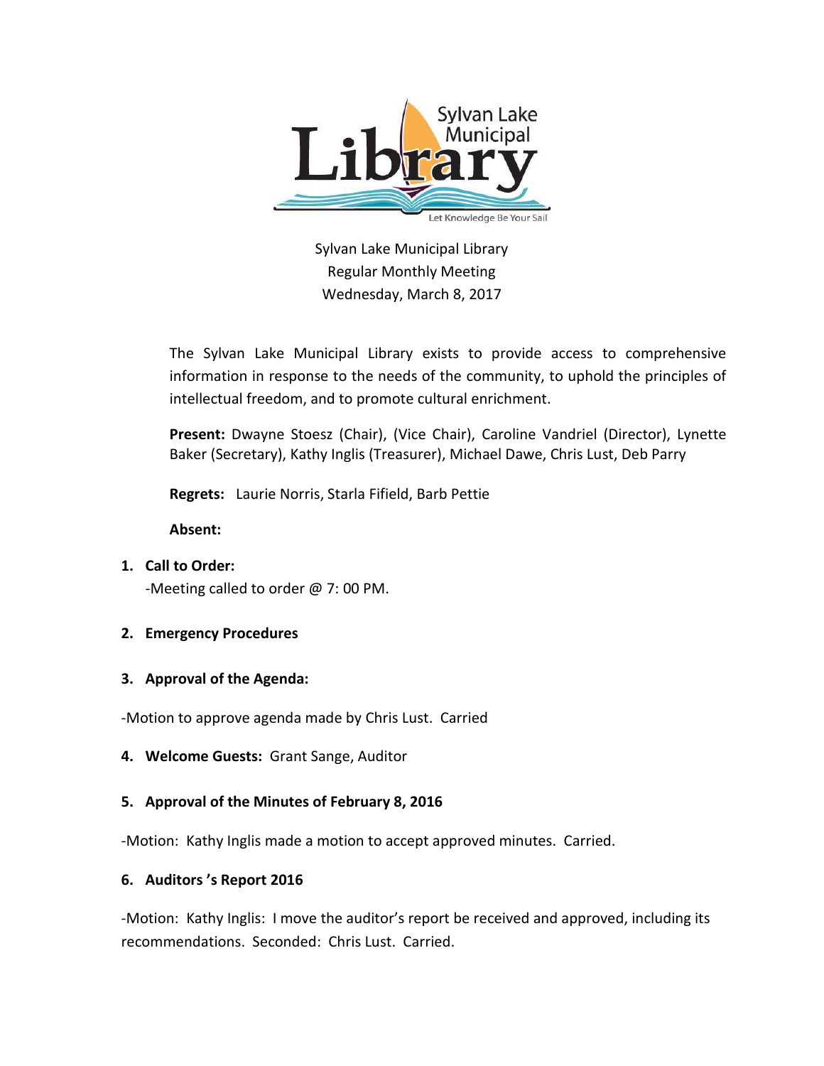Sylvan Lake Municipal Library
Regular Monthly Meeting
Wednesday, March 8, 2017

The Sylvan Lake Municipal Library exists to provide access to comprehensive information in response to the needs of the community, to uphold the principles of intellectual freedom, and to promote cultural enrichment.

**Present:** Dwayne Stoesz (Chair), (Vice Chair), Caroline Vandriel (Director), Lynette Baker (Secretary), Kathy Inglis (Treasurer), Michael Dawe, Chris Lust, Deb Parry

**Regrets:** Laurie Norris, Starla Fifield, Barb Pettie

**Absent:**

1. **Call to Order:**
   -Meeting called to order @ 7: 00 PM.

2. **Emergency Procedures**

3. **Approval of the Agenda:**

-Motion to approve agenda made by Chris Lust. Carried

4. **Welcome Guests:** Grant Sange, Auditor

5. **Approval of the Minutes of February 8, 2016**

-Motion: Kathy Inglis made a motion to accept approved minutes. Carried.

6. **Auditors 's Report 2016**

-Motion: Kathy Inglis: I move the auditor's report be received and approved, including its recommendations. Seconded: Chris Lust. Carried.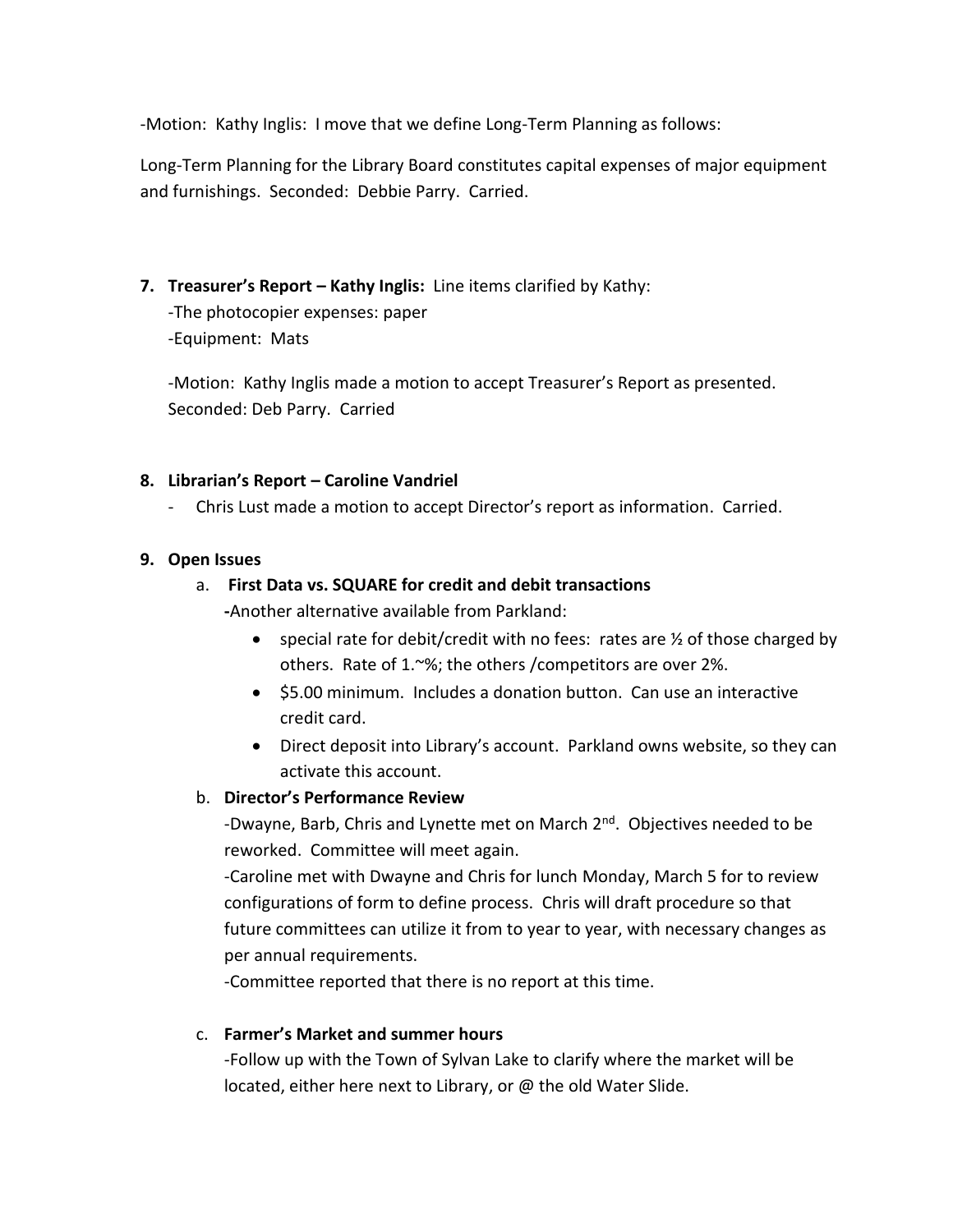-Motion: Kathy Inglis: I move that we define Long-Term Planning as follows:

Long-Term Planning for the Library Board constitutes capital expenses of major equipment and furnishings. Seconded: Debbie Parry. Carried.

7. **Treasurer's Report – Kathy Inglis:** Line items clarified by Kathy:
   -The photocopier expenses: paper
   -Equipment: Mats

   -Motion: Kathy Inglis made a motion to accept Treasurer's Report as presented. Seconded: Deb Parry. Carried

8. **Librarian's Report – Caroline Vandriel**
   - Chris Lust made a motion to accept Director's report as information. Carried.

9. **Open Issues**
   a. **First Data vs. SQUARE for credit and debit transactions**
      **-**Another alternative available from Parkland:
      - special rate for debit/credit with no fees: rates are ½ of those charged by others. Rate of 1.~%; the others /competitors are over 2%.
      - $5.00 minimum. Includes a donation button. Can use an interactive credit card.
      - Direct deposit into Library's account. Parkland owns website, so they can activate this account.

   b. **Director's Performance Review**
      -Dwayne, Barb, Chris and Lynette met on March 2nd. Objectives needed to be reworked. Committee will meet again.
      -Caroline met with Dwayne and Chris for lunch Monday, March 5 for to review configurations of form to define process. Chris will draft procedure so that future committees can utilize it from to year to year, with necessary changes as per annual requirements.
      -Committee reported that there is no report at this time.

   c. **Farmer's Market and summer hours**
      -Follow up with the Town of Sylvan Lake to clarify where the market will be located, either here next to Library, or @ the old Water Slide.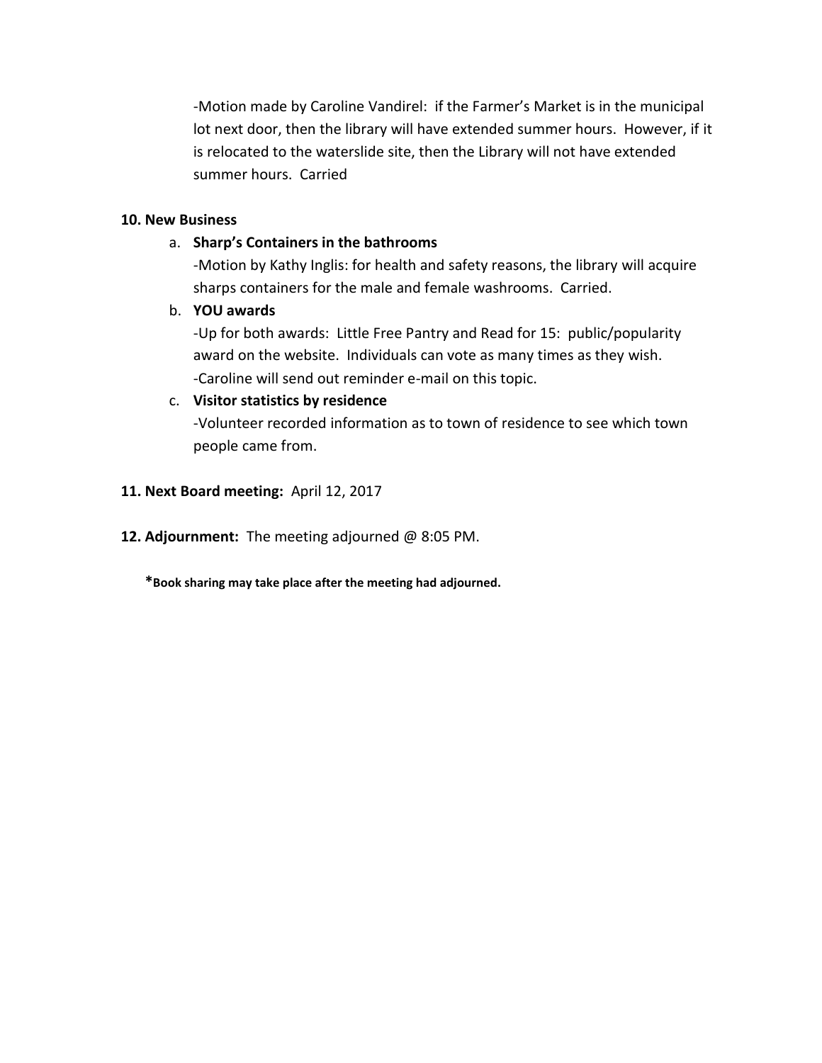-Motion made by Caroline Vandirel: if the Farmer's Market is in the municipal lot next door, then the library will have extended summer hours. However, if it is relocated to the waterslide site, then the Library will not have extended summer hours. Carried

**10. New Business**

a. **Sharp's Containers in the bathrooms**
   -Motion by Kathy Inglis: for health and safety reasons, the library will acquire sharps containers for the male and female washrooms. Carried.

b. **YOU awards**
   -Up for both awards: Little Free Pantry and Read for 15: public/popularity award on the website. Individuals can vote as many times as they wish.
   -Caroline will send out reminder e-mail on this topic.

c. **Visitor statistics by residence**
   -Volunteer recorded information as to town of residence to see which town people came from.

**11. Next Board meeting:** April 12, 2017

**12. Adjournment:** The meeting adjourned @ 8:05 PM.

***Book sharing may take place after the meeting had adjourned.**